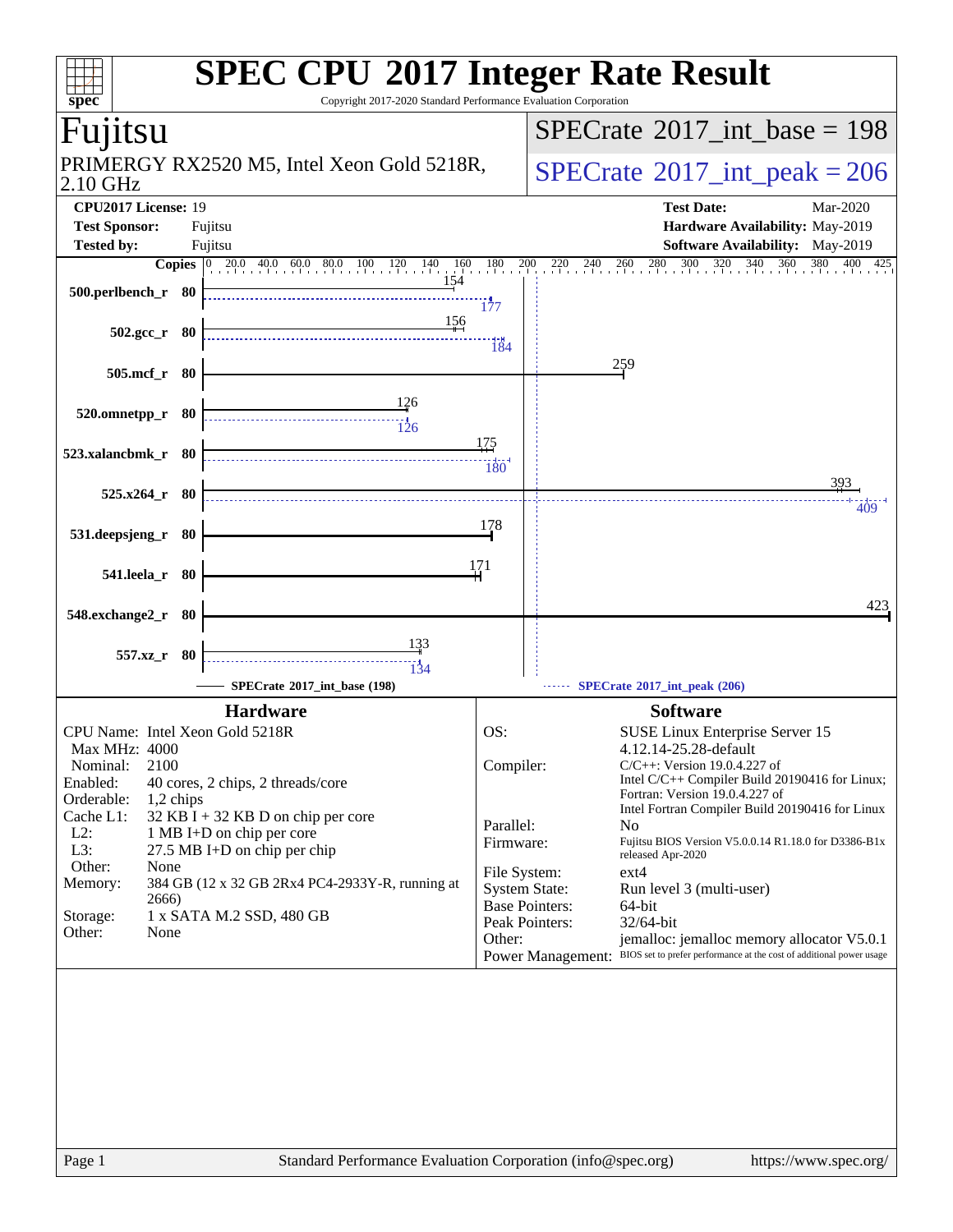# SPEC CPU 2017 Integer Rate Result

Copyright 2017-2020 Standard Performance Evaluation Corporation

## Fujitsu

PRIMERGY RX2520 M5, Intel Xeon Gold 5218R, 2.10 GHz

**SPECrate 2017_int_base = 198**

**SPECrate 2017_int_peak = 206**

| | | | |
|---|---|---|---|
| **CPU2017 License:** | 19 | **Test Date:** | Mar-2020 |
| **Test Sponsor:** | Fujitsu | **Hardware Availability:** | May-2019 |
| **Tested by:** | Fujitsu | **Software Availability:** | May-2019 |

| Benchmark | Copies | Base | Peak |
|---|---|---|---|
| 500.perlbench_r | 80 | 154 | 177 |
| 502.gcc_r | 80 | 156 | 184 |
| 505.mcf_r | 80 | 259 | |
| 520.omnetpp_r | 80 | 126 | 126 |
| 523.xalancbmk_r | 80 | 175 | 180 |
| 525.x264_r | 80 | 393 | 409 |
| 531.deepsjeng_r | 80 | 178 | |
| 541.leela_r | 80 | 171 | |
| 548.exchange2_r | 80 | 423 | |
| 557.xz_r | 80 | 133 | 134 |

SPECrate 2017_int_base (198) ------ SPECrate 2017_int_peak (206)

### Hardware

| | |
|---|---|
| CPU Name: | Intel Xeon Gold 5218R |
| Max MHz: | 4000 |
| Nominal: | 2100 |
| Enabled: | 40 cores, 2 chips, 2 threads/core |
| Orderable: | 1,2 chips |
| Cache L1: | 32 KB I + 32 KB D on chip per core |
| L2: | 1 MB I+D on chip per core |
| L3: | 27.5 MB I+D on chip per chip |
| Other: | None |
| Memory: | 384 GB (12 x 32 GB 2Rx4 PC4-2933Y-R, running at 2666) |
| Storage: | 1 x SATA M.2 SSD, 480 GB |
| Other: | None |

### Software

| | |
|---|---|
| OS: | SUSE Linux Enterprise Server 15 4.12.14-25.28-default |
| Compiler: | C/C++: Version 19.0.4.227 of Intel C/C++ Compiler Build 20190416 for Linux; Fortran: Version 19.0.4.227 of Intel Fortran Compiler Build 20190416 for Linux |
| Parallel: | No |
| Firmware: | Fujitsu BIOS Version V5.0.0.14 R1.18.0 for D3386-B1x released Apr-2020 |
| File System: | ext4 |
| System State: | Run level 3 (multi-user) |
| Base Pointers: | 64-bit |
| Peak Pointers: | 32/64-bit |
| Other: | jemalloc: jemalloc memory allocator V5.0.1 |
| Power Management: | BIOS set to prefer performance at the cost of additional power usage |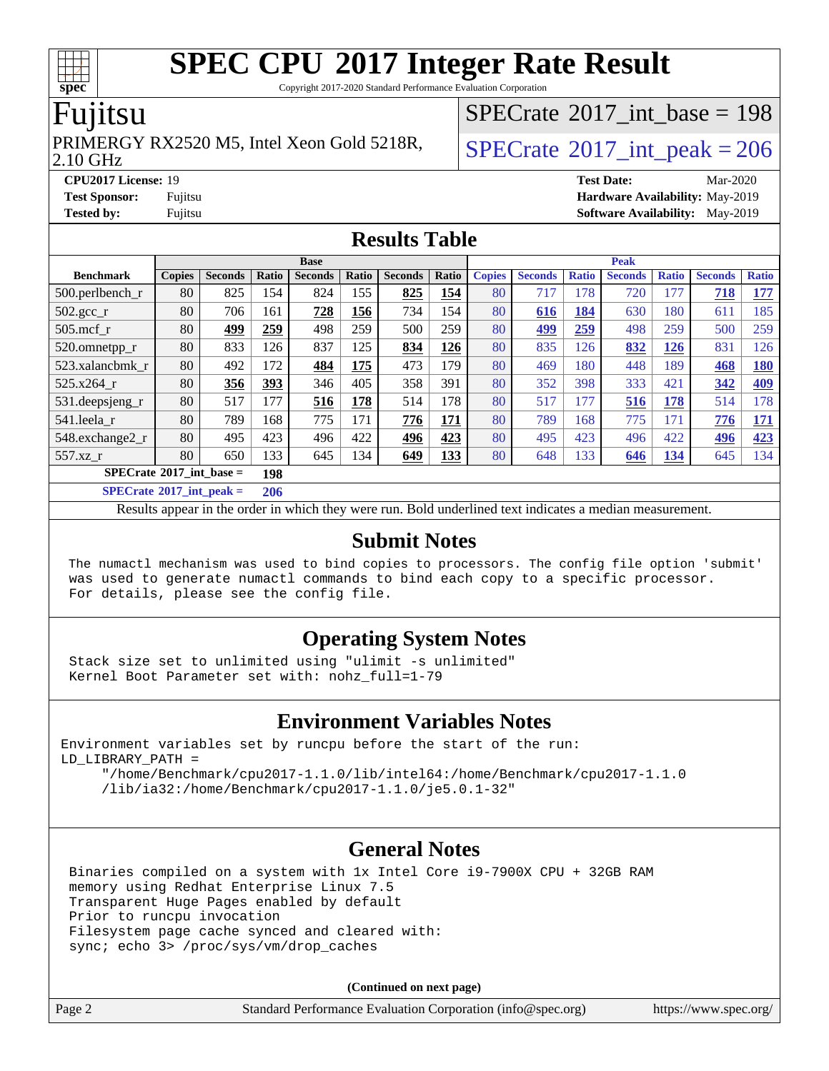# SPEC CPU 2017 Integer Rate Result

Copyright 2017-2020 Standard Performance Evaluation Corporation

## Fujitsu

PRIMERGY RX2520 M5, Intel Xeon Gold 5218R, 2.10 GHz

SPECrate 2017_int_base = 198

SPECrate 2017_int_peak = 206

**CPU2017 License:** 19
**Test Sponsor:** Fujitsu
**Tested by:** Fujitsu

**Test Date:** Mar-2020
**Hardware Availability:** May-2019
**Software Availability:** May-2019

## Results Table

| | Base | | | | | | | Peak | | | | | | |
|---|---|---|---|---|---|---|---|---|---|---|---|---|---|---|
| **Benchmark** | **Copies** | **Seconds** | **Ratio** | **Seconds** | **Ratio** | **Seconds** | **Ratio** | **Copies** | **Seconds** | **Ratio** | **Seconds** | **Ratio** | **Seconds** | **Ratio** |
| 500.perlbench_r | 80 | 825 | 154 | 824 | 155 | **825** | **154** | 80 | 717 | 178 | 720 | 177 | **718** | **177** |
| 502.gcc_r | 80 | 706 | 161 | **728** | **156** | 734 | 154 | 80 | **616** | **184** | 630 | 180 | 611 | 185 |
| 505.mcf_r | 80 | **499** | **259** | 498 | 259 | 500 | 259 | 80 | **499** | **259** | 498 | 259 | 500 | 259 |
| 520.omnetpp_r | 80 | 833 | 126 | 837 | 125 | **834** | **126** | 80 | 835 | 126 | **832** | **126** | 831 | 126 |
| 523.xalancbmk_r | 80 | 492 | 172 | **484** | **175** | 473 | 179 | 80 | 469 | 180 | 448 | 189 | **468** | **180** |
| 525.x264_r | 80 | **356** | **393** | 346 | 405 | 358 | 391 | 80 | 352 | 398 | 333 | 421 | **342** | **409** |
| 531.deepsjeng_r | 80 | 517 | 177 | **516** | **178** | 514 | 178 | 80 | 517 | 177 | **516** | **178** | 514 | 178 |
| 541.leela_r | 80 | 789 | 168 | 775 | 171 | **776** | **171** | 80 | 789 | 168 | 775 | 171 | **776** | **171** |
| 548.exchange2_r | 80 | 495 | 423 | 496 | 422 | **496** | **423** | 80 | 495 | 423 | 496 | 422 | **496** | **423** |
| 557.xz_r | 80 | 650 | 133 | 645 | 134 | **649** | **133** | 80 | 648 | 133 | **646** | **134** | 645 | 134 |

**SPECrate 2017_int_base = 198**

**SPECrate 2017_int_peak = 206**

Results appear in the order in which they were run. Bold underlined text indicates a median measurement.

## Submit Notes

```
The numactl mechanism was used to bind copies to processors. The config file option 'submit'
was used to generate numactl commands to bind each copy to a specific processor.
For details, please see the config file.
```

## Operating System Notes

```
Stack size set to unlimited using "ulimit -s unlimited"
Kernel Boot Parameter set with: nohz_full=1-79
```

## Environment Variables Notes

```
Environment variables set by runcpu before the start of the run:
LD_LIBRARY_PATH =
     "/home/Benchmark/cpu2017-1.1.0/lib/intel64:/home/Benchmark/cpu2017-1.1.0
     /lib/ia32:/home/Benchmark/cpu2017-1.1.0/je5.0.1-32"
```

## General Notes

```
Binaries compiled on a system with 1x Intel Core i9-7900X CPU + 32GB RAM
memory using Redhat Enterprise Linux 7.5
Transparent Huge Pages enabled by default
Prior to runcpu invocation
Filesystem page cache synced and cleared with:
sync; echo 3> /proc/sys/vm/drop_caches
```

**(Continued on next page)**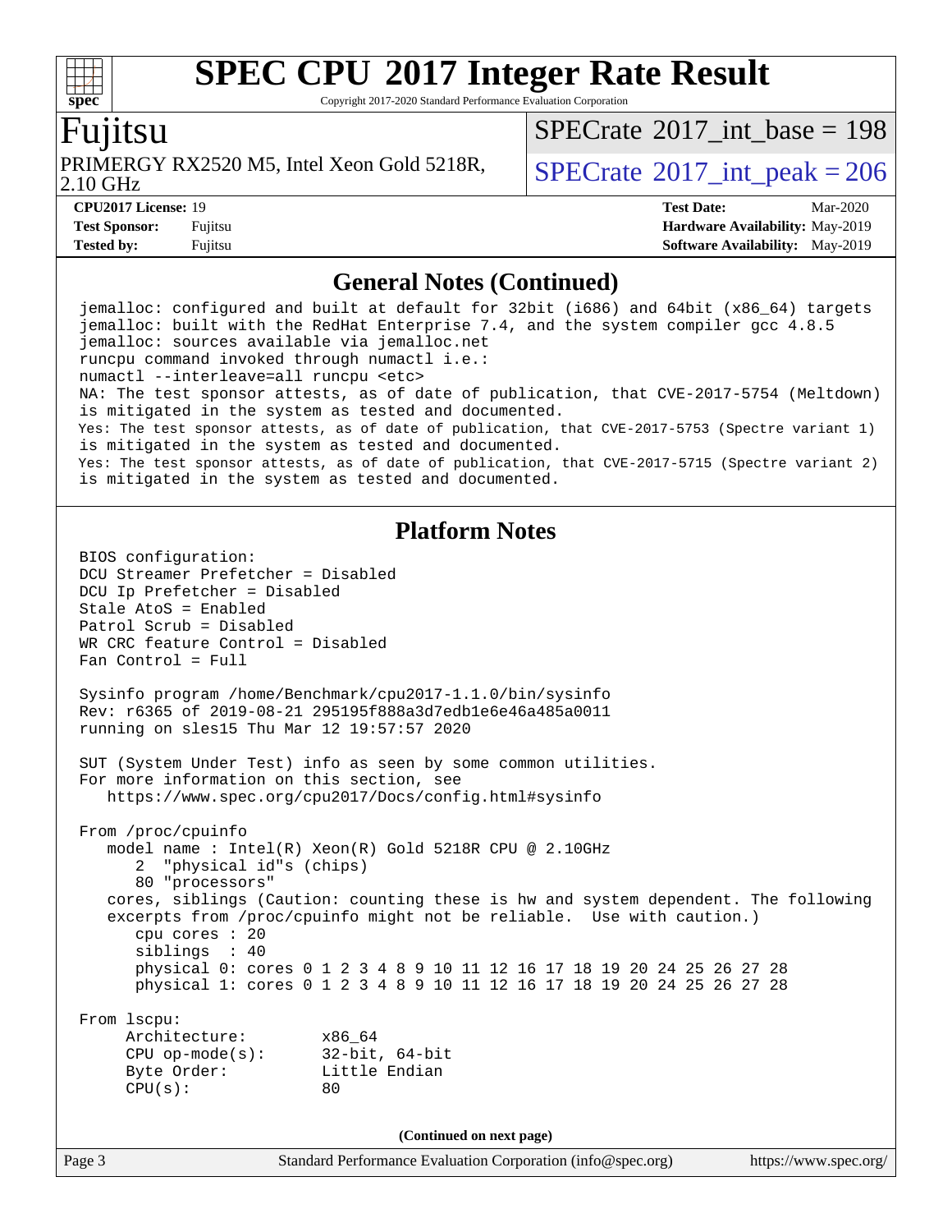# SPEC CPU 2017 Integer Rate Result

Copyright 2017-2020 Standard Performance Evaluation Corporation

## Fujitsu

PRIMERGY RX2520 M5, Intel Xeon Gold 5218R, 2.10 GHz

SPECrate 2017_int_base = 198

SPECrate 2017_int_peak = 206

**CPU2017 License:** 19
**Test Sponsor:** Fujitsu
**Tested by:** Fujitsu

**Test Date:** Mar-2020
**Hardware Availability:** May-2019
**Software Availability:** May-2019

## General Notes (Continued)

```
jemalloc: configured and built at default for 32bit (i686) and 64bit (x86_64) targets
jemalloc: built with the RedHat Enterprise 7.4, and the system compiler gcc 4.8.5
jemalloc: sources available via jemalloc.net
runcpu command invoked through numactl i.e.:
numactl --interleave=all runcpu <etc>
NA: The test sponsor attests, as of date of publication, that CVE-2017-5754 (Meltdown)
is mitigated in the system as tested and documented.
Yes: The test sponsor attests, as of date of publication, that CVE-2017-5753 (Spectre variant 1)
is mitigated in the system as tested and documented.
Yes: The test sponsor attests, as of date of publication, that CVE-2017-5715 (Spectre variant 2)
is mitigated in the system as tested and documented.
```

## Platform Notes

```
BIOS configuration:
DCU Streamer Prefetcher = Disabled
DCU Ip Prefetcher = Disabled
Stale AtoS = Enabled
Patrol Scrub = Disabled
WR CRC feature Control = Disabled
Fan Control = Full

Sysinfo program /home/Benchmark/cpu2017-1.1.0/bin/sysinfo
Rev: r6365 of 2019-08-21 295195f888a3d7edb1e6e46a485a0011
running on sles15 Thu Mar 12 19:57:57 2020

SUT (System Under Test) info as seen by some common utilities.
For more information on this section, see
   https://www.spec.org/cpu2017/Docs/config.html#sysinfo

From /proc/cpuinfo
   model name : Intel(R) Xeon(R) Gold 5218R CPU @ 2.10GHz
      2  "physical id"s (chips)
      80 "processors"
   cores, siblings (Caution: counting these is hw and system dependent. The following
   excerpts from /proc/cpuinfo might not be reliable.  Use with caution.)
      cpu cores : 20
      siblings  : 40
      physical 0: cores 0 1 2 3 4 8 9 10 11 12 16 17 18 19 20 24 25 26 27 28
      physical 1: cores 0 1 2 3 4 8 9 10 11 12 16 17 18 19 20 24 25 26 27 28

From lscpu:
     Architecture:        x86_64
     CPU op-mode(s):      32-bit, 64-bit
     Byte Order:          Little Endian
     CPU(s):              80
```

(Continued on next page)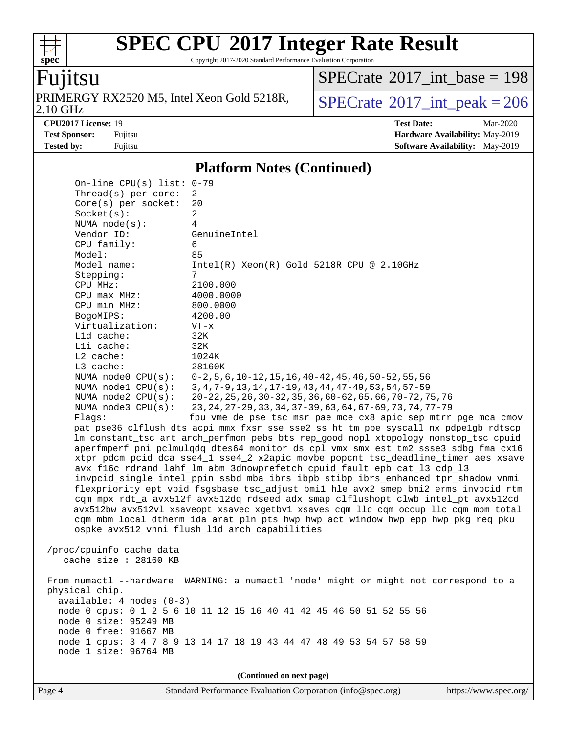## Platform Notes (Continued)

```
On-line CPU(s) list: 0-79
Thread(s) per core:  2
Core(s) per socket:  20
Socket(s):           2
NUMA node(s):        4
Vendor ID:           GenuineIntel
CPU family:          6
Model:               85
Model name:          Intel(R) Xeon(R) Gold 5218R CPU @ 2.10GHz
Stepping:            7
CPU MHz:             2100.000
CPU max MHz:         4000.0000
CPU min MHz:         800.0000
BogoMIPS:            4200.00
Virtualization:      VT-x
L1d cache:           32K
L1i cache:           32K
L2 cache:            1024K
L3 cache:            28160K
NUMA node0 CPU(s):   0-2,5,6,10-12,15,16,40-42,45,46,50-52,55,56
NUMA node1 CPU(s):   3,4,7-9,13,14,17-19,43,44,47-49,53,54,57-59
NUMA node2 CPU(s):   20-22,25,26,30-32,35,36,60-62,65,66,70-72,75,76
NUMA node3 CPU(s):   23,24,27-29,33,34,37-39,63,64,67-69,73,74,77-79
Flags:               fpu vme de pse tsc msr pae mce cx8 apic sep mtrr pge mca cmov
pat pse36 clflush dts acpi mmx fxsr sse sse2 ss ht tm pbe syscall nx pdpe1gb rdtscp
lm constant_tsc art arch_perfmon pebs bts rep_good nopl xtopology nonstop_tsc cpuid
aperfmperf pni pclmulqdq dtes64 monitor ds_cpl vmx smx est tm2 ssse3 sdbg fma cx16
xtpr pdcm pcid dca sse4_1 sse4_2 x2apic movbe popcnt tsc_deadline_timer aes xsave
avx f16c rdrand lahf_lm abm 3dnowprefetch cpuid_fault epb cat_l3 cdp_l3
invpcid_single intel_ppin ssbd mba ibrs ibpb stibp ibrs_enhanced tpr_shadow vnmi
flexpriority ept vpid fsgsbase tsc_adjust bmi1 hle avx2 smep bmi2 erms invpcid rtm
cqm mpx rdt_a avx512f avx512dq rdseed adx smap clflushopt clwb intel_pt avx512cd
avx512bw avx512vl xsaveopt xsavec xgetbv1 xsaves cqm_llc cqm_occup_llc cqm_mbm_total
cqm_mbm_local dtherm ida arat pln pts hwp hwp_act_window hwp_epp hwp_pkg_req pku
ospke avx512_vnni flush_l1d arch_capabilities

/proc/cpuinfo cache data
   cache size : 28160 KB

From numactl --hardware  WARNING: a numactl 'node' might or might not correspond to a
physical chip.
  available: 4 nodes (0-3)
  node 0 cpus: 0 1 2 5 6 10 11 12 15 16 40 41 42 45 46 50 51 52 55 56
  node 0 size: 95249 MB
  node 0 free: 91667 MB
  node 1 cpus: 3 4 7 8 9 13 14 17 18 19 43 44 47 48 49 53 54 57 58 59
  node 1 size: 96764 MB
```

**(Continued on next page)**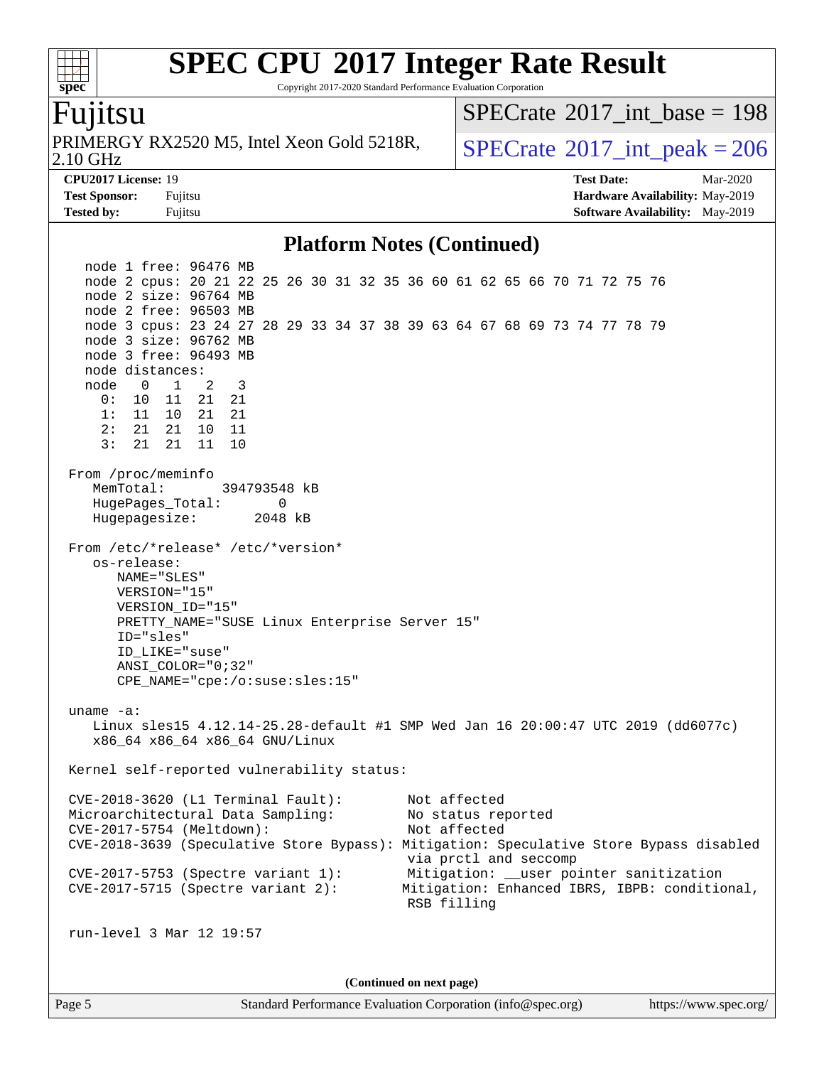## Platform Notes (Continued)

```
   node 1 free: 96476 MB
   node 2 cpus: 20 21 22 25 26 30 31 32 35 36 60 61 62 65 66 70 71 72 75 76
   node 2 size: 96764 MB
   node 2 free: 96503 MB
   node 3 cpus: 23 24 27 28 29 33 34 37 38 39 63 64 67 68 69 73 74 77 78 79
   node 3 size: 96762 MB
   node 3 free: 96493 MB
   node distances:
   node   0   1   2   3
     0:  10  11  21  21
     1:  11  10  21  21
     2:  21  21  10  11
     3:  21  21  11  10

 From /proc/meminfo
    MemTotal:       394793548 kB
    HugePages_Total:       0
    Hugepagesize:       2048 kB

 From /etc/*release* /etc/*version*
    os-release:
       NAME="SLES"
       VERSION="15"
       VERSION_ID="15"
       PRETTY_NAME="SUSE Linux Enterprise Server 15"
       ID="sles"
       ID_LIKE="suse"
       ANSI_COLOR="0;32"
       CPE_NAME="cpe:/o:suse:sles:15"

 uname -a:
    Linux sles15 4.12.14-25.28-default #1 SMP Wed Jan 16 20:00:47 UTC 2019 (dd6077c)
    x86_64 x86_64 x86_64 GNU/Linux

 Kernel self-reported vulnerability status:

 CVE-2018-3620 (L1 Terminal Fault):         Not affected
 Microarchitectural Data Sampling:          No status reported
 CVE-2017-5754 (Meltdown):                  Not affected
 CVE-2018-3639 (Speculative Store Bypass): Mitigation: Speculative Store Bypass disabled
                                            via prctl and seccomp
 CVE-2017-5753 (Spectre variant 1):         Mitigation: __user pointer sanitization
 CVE-2017-5715 (Spectre variant 2):        Mitigation: Enhanced IBRS, IBPB: conditional,
                                            RSB filling

 run-level 3 Mar 12 19:57
```

(Continued on next page)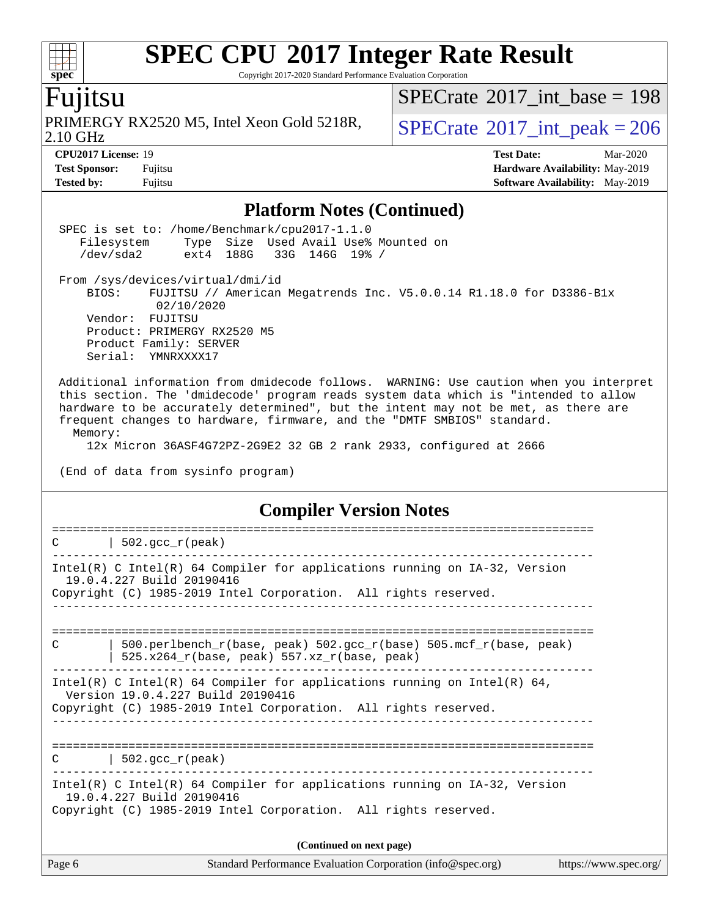# SPEC CPU 2017 Integer Rate Result

Copyright 2017-2020 Standard Performance Evaluation Corporation

**Fujitsu**

PRIMERGY RX2520 M5, Intel Xeon Gold 5218R, 2.10 GHz

SPECrate 2017_int_base = 198

SPECrate 2017_int_peak = 206

**CPU2017 License:** 19
**Test Sponsor:** Fujitsu
**Tested by:** Fujitsu

**Test Date:** Mar-2020
**Hardware Availability:** May-2019
**Software Availability:** May-2019

## Platform Notes (Continued)

```
SPEC is set to: /home/Benchmark/cpu2017-1.1.0
   Filesystem     Type  Size  Used Avail Use% Mounted on
   /dev/sda2      ext4  188G   33G  146G  19% /

From /sys/devices/virtual/dmi/id
    BIOS:    FUJITSU // American Megatrends Inc. V5.0.0.14 R1.18.0 for D3386-B1x
              02/10/2020
    Vendor:  FUJITSU
    Product: PRIMERGY RX2520 M5
    Product Family: SERVER
    Serial:  YMNRXXXX17

Additional information from dmidecode follows.  WARNING: Use caution when you interpret
this section. The 'dmidecode' program reads system data which is "intended to allow
hardware to be accurately determined", but the intent may not be met, as there are
frequent changes to hardware, firmware, and the "DMTF SMBIOS" standard.
  Memory:
    12x Micron 36ASF4G72PZ-2G9E2 32 GB 2 rank 2933, configured at 2666

(End of data from sysinfo program)
```

## Compiler Version Notes

```
==============================================================================
C       | 502.gcc_r(peak)
------------------------------------------------------------------------------
Intel(R) C Intel(R) 64 Compiler for applications running on IA-32, Version
  19.0.4.227 Build 20190416
Copyright (C) 1985-2019 Intel Corporation.  All rights reserved.
------------------------------------------------------------------------------

==============================================================================
C       | 500.perlbench_r(base, peak) 502.gcc_r(base) 505.mcf_r(base, peak)
        | 525.x264_r(base, peak) 557.xz_r(base, peak)
------------------------------------------------------------------------------
Intel(R) C Intel(R) 64 Compiler for applications running on Intel(R) 64,
  Version 19.0.4.227 Build 20190416
Copyright (C) 1985-2019 Intel Corporation.  All rights reserved.
------------------------------------------------------------------------------

==============================================================================
C       | 502.gcc_r(peak)
------------------------------------------------------------------------------
Intel(R) C Intel(R) 64 Compiler for applications running on IA-32, Version
  19.0.4.227 Build 20190416
Copyright (C) 1985-2019 Intel Corporation.  All rights reserved.
```

**(Continued on next page)**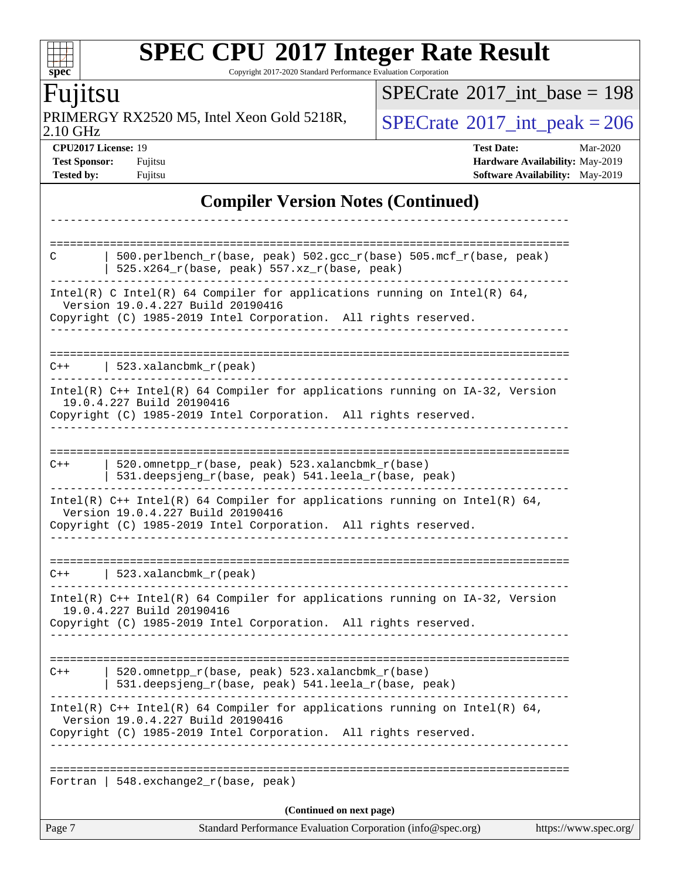## Compiler Version Notes (Continued)

```
------------------------------------------------------------------------------

==============================================================================
C       | 500.perlbench_r(base, peak) 502.gcc_r(base) 505.mcf_r(base, peak)
        | 525.x264_r(base, peak) 557.xz_r(base, peak)
------------------------------------------------------------------------------
Intel(R) C Intel(R) 64 Compiler for applications running on Intel(R) 64,
  Version 19.0.4.227 Build 20190416
Copyright (C) 1985-2019 Intel Corporation.  All rights reserved.
------------------------------------------------------------------------------

==============================================================================
C++     | 523.xalancbmk_r(peak)
------------------------------------------------------------------------------
Intel(R) C++ Intel(R) 64 Compiler for applications running on IA-32, Version
  19.0.4.227 Build 20190416
Copyright (C) 1985-2019 Intel Corporation.  All rights reserved.
------------------------------------------------------------------------------

==============================================================================
C++     | 520.omnetpp_r(base, peak) 523.xalancbmk_r(base)
        | 531.deepsjeng_r(base, peak) 541.leela_r(base, peak)
------------------------------------------------------------------------------
Intel(R) C++ Intel(R) 64 Compiler for applications running on Intel(R) 64,
  Version 19.0.4.227 Build 20190416
Copyright (C) 1985-2019 Intel Corporation.  All rights reserved.
------------------------------------------------------------------------------

==============================================================================
C++     | 523.xalancbmk_r(peak)
------------------------------------------------------------------------------
Intel(R) C++ Intel(R) 64 Compiler for applications running on IA-32, Version
  19.0.4.227 Build 20190416
Copyright (C) 1985-2019 Intel Corporation.  All rights reserved.
------------------------------------------------------------------------------

==============================================================================
C++     | 520.omnetpp_r(base, peak) 523.xalancbmk_r(base)
        | 531.deepsjeng_r(base, peak) 541.leela_r(base, peak)
------------------------------------------------------------------------------
Intel(R) C++ Intel(R) 64 Compiler for applications running on Intel(R) 64,
  Version 19.0.4.227 Build 20190416
Copyright (C) 1985-2019 Intel Corporation.  All rights reserved.
------------------------------------------------------------------------------

==============================================================================
Fortran | 548.exchange2_r(base, peak)
```

(Continued on next page)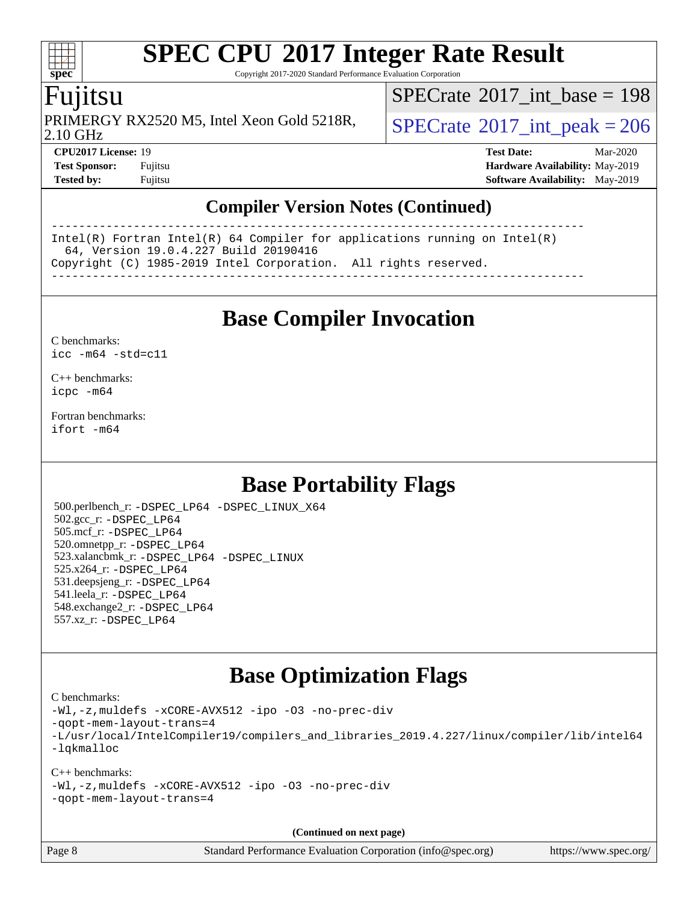# SPEC CPU 2017 Integer Rate Result

Copyright 2017-2020 Standard Performance Evaluation Corporation

## Fujitsu

PRIMERGY RX2520 M5, Intel Xeon Gold 5218R, 2.10 GHz

SPECrate 2017_int_base = 198

SPECrate 2017_int_peak = 206

**CPU2017 License:** 19
**Test Sponsor:** Fujitsu
**Tested by:** Fujitsu

**Test Date:** Mar-2020
**Hardware Availability:** May-2019
**Software Availability:** May-2019

## Compiler Version Notes (Continued)

```
------------------------------------------------------------------------------
Intel(R) Fortran Intel(R) 64 Compiler for applications running on Intel(R)
  64, Version 19.0.4.227 Build 20190416
Copyright (C) 1985-2019 Intel Corporation.  All rights reserved.
------------------------------------------------------------------------------
```

## Base Compiler Invocation

C benchmarks:
`icc -m64 -std=c11`

C++ benchmarks:
`icpc -m64`

Fortran benchmarks:
`ifort -m64`

## Base Portability Flags

500.perlbench_r: `-DSPEC_LP64 -DSPEC_LINUX_X64`
502.gcc_r: `-DSPEC_LP64`
505.mcf_r: `-DSPEC_LP64`
520.omnetpp_r: `-DSPEC_LP64`
523.xalancbmk_r: `-DSPEC_LP64 -DSPEC_LINUX`
525.x264_r: `-DSPEC_LP64`
531.deepsjeng_r: `-DSPEC_LP64`
541.leela_r: `-DSPEC_LP64`
548.exchange2_r: `-DSPEC_LP64`
557.xz_r: `-DSPEC_LP64`

## Base Optimization Flags

C benchmarks:
```
-Wl,-z,muldefs -xCORE-AVX512 -ipo -O3 -no-prec-div
-qopt-mem-layout-trans=4
-L/usr/local/IntelCompiler19/compilers_and_libraries_2019.4.227/linux/compiler/lib/intel64
-lqkmalloc
```

C++ benchmarks:
```
-Wl,-z,muldefs -xCORE-AVX512 -ipo -O3 -no-prec-div
-qopt-mem-layout-trans=4
```

**(Continued on next page)**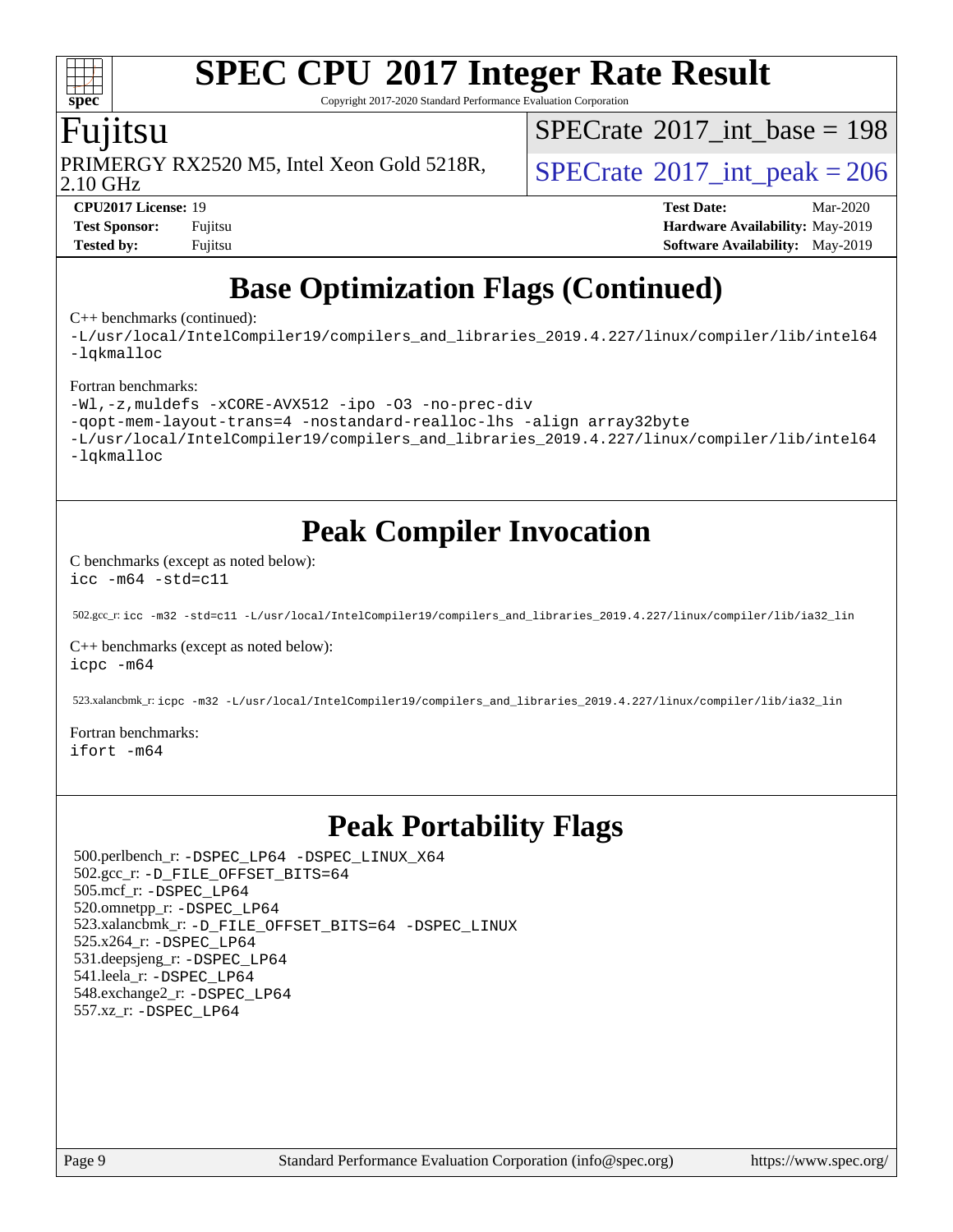## Base Optimization Flags (Continued)

C++ benchmarks (continued):

```
-L/usr/local/IntelCompiler19/compilers_and_libraries_2019.4.227/linux/compiler/lib/intel64
-lqkmalloc
```

Fortran benchmarks:

```
-Wl,-z,muldefs -xCORE-AVX512 -ipo -O3 -no-prec-div
-qopt-mem-layout-trans=4 -nostandard-realloc-lhs -align array32byte
-L/usr/local/IntelCompiler19/compilers_and_libraries_2019.4.227/linux/compiler/lib/intel64
-lqkmalloc
```

## Peak Compiler Invocation

C benchmarks (except as noted below):

```
icc -m64 -std=c11
```

502.gcc_r: `icc -m32 -std=c11 -L/usr/local/IntelCompiler19/compilers_and_libraries_2019.4.227/linux/compiler/lib/ia32_lin`

C++ benchmarks (except as noted below):

```
icpc -m64
```

523.xalancbmk_r: `icpc -m32 -L/usr/local/IntelCompiler19/compilers_and_libraries_2019.4.227/linux/compiler/lib/ia32_lin`

Fortran benchmarks:

```
ifort -m64
```

## Peak Portability Flags

500.perlbench_r: `-DSPEC_LP64 -DSPEC_LINUX_X64`
502.gcc_r: `-D_FILE_OFFSET_BITS=64`
505.mcf_r: `-DSPEC_LP64`
520.omnetpp_r: `-DSPEC_LP64`
523.xalancbmk_r: `-D_FILE_OFFSET_BITS=64 -DSPEC_LINUX`
525.x264_r: `-DSPEC_LP64`
531.deepsjeng_r: `-DSPEC_LP64`
541.leela_r: `-DSPEC_LP64`
548.exchange2_r: `-DSPEC_LP64`
557.xz_r: `-DSPEC_LP64`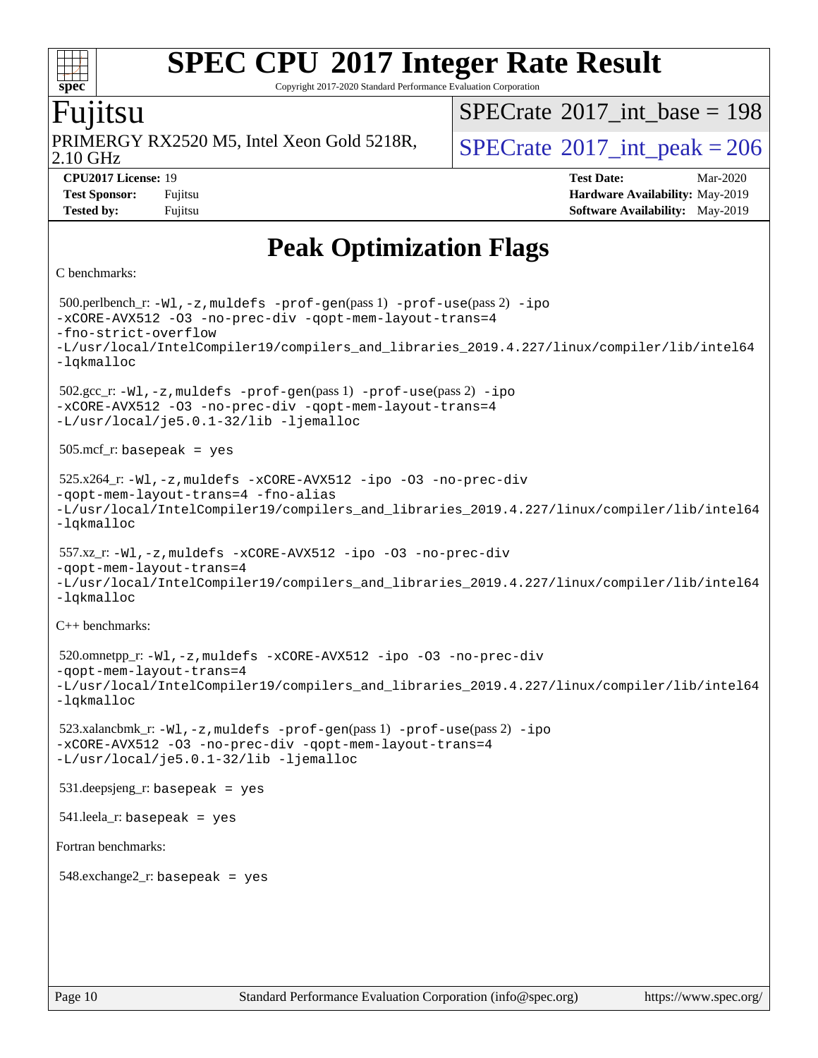# SPEC CPU 2017 Integer Rate Result

Copyright 2017-2020 Standard Performance Evaluation Corporation

**Fujitsu**

PRIMERGY RX2520 M5, Intel Xeon Gold 5218R, 2.10 GHz

SPECrate 2017_int_base = 198

SPECrate 2017_int_peak = 206

**CPU2017 License:** 19
**Test Sponsor:** Fujitsu
**Tested by:** Fujitsu

**Test Date:** Mar-2020
**Hardware Availability:** May-2019
**Software Availability:** May-2019

## Peak Optimization Flags

C benchmarks:

500.perlbench_r: `-Wl,-z,muldefs -prof-gen(pass 1) -prof-use(pass 2) -ipo -xCORE-AVX512 -O3 -no-prec-div -qopt-mem-layout-trans=4 -fno-strict-overflow -L/usr/local/IntelCompiler19/compilers_and_libraries_2019.4.227/linux/compiler/lib/intel64 -lqkmalloc`

502.gcc_r: `-Wl,-z,muldefs -prof-gen(pass 1) -prof-use(pass 2) -ipo -xCORE-AVX512 -O3 -no-prec-div -qopt-mem-layout-trans=4 -L/usr/local/je5.0.1-32/lib -ljemalloc`

505.mcf_r: `basepeak = yes`

525.x264_r: `-Wl,-z,muldefs -xCORE-AVX512 -ipo -O3 -no-prec-div -qopt-mem-layout-trans=4 -fno-alias -L/usr/local/IntelCompiler19/compilers_and_libraries_2019.4.227/linux/compiler/lib/intel64 -lqkmalloc`

557.xz_r: `-Wl,-z,muldefs -xCORE-AVX512 -ipo -O3 -no-prec-div -qopt-mem-layout-trans=4 -L/usr/local/IntelCompiler19/compilers_and_libraries_2019.4.227/linux/compiler/lib/intel64 -lqkmalloc`

C++ benchmarks:

520.omnetpp_r: `-Wl,-z,muldefs -xCORE-AVX512 -ipo -O3 -no-prec-div -qopt-mem-layout-trans=4 -L/usr/local/IntelCompiler19/compilers_and_libraries_2019.4.227/linux/compiler/lib/intel64 -lqkmalloc`

523.xalancbmk_r: `-Wl,-z,muldefs -prof-gen(pass 1) -prof-use(pass 2) -ipo -xCORE-AVX512 -O3 -no-prec-div -qopt-mem-layout-trans=4 -L/usr/local/je5.0.1-32/lib -ljemalloc`

531.deepsjeng_r: `basepeak = yes`

541.leela_r: `basepeak = yes`

Fortran benchmarks:

548.exchange2_r: `basepeak = yes`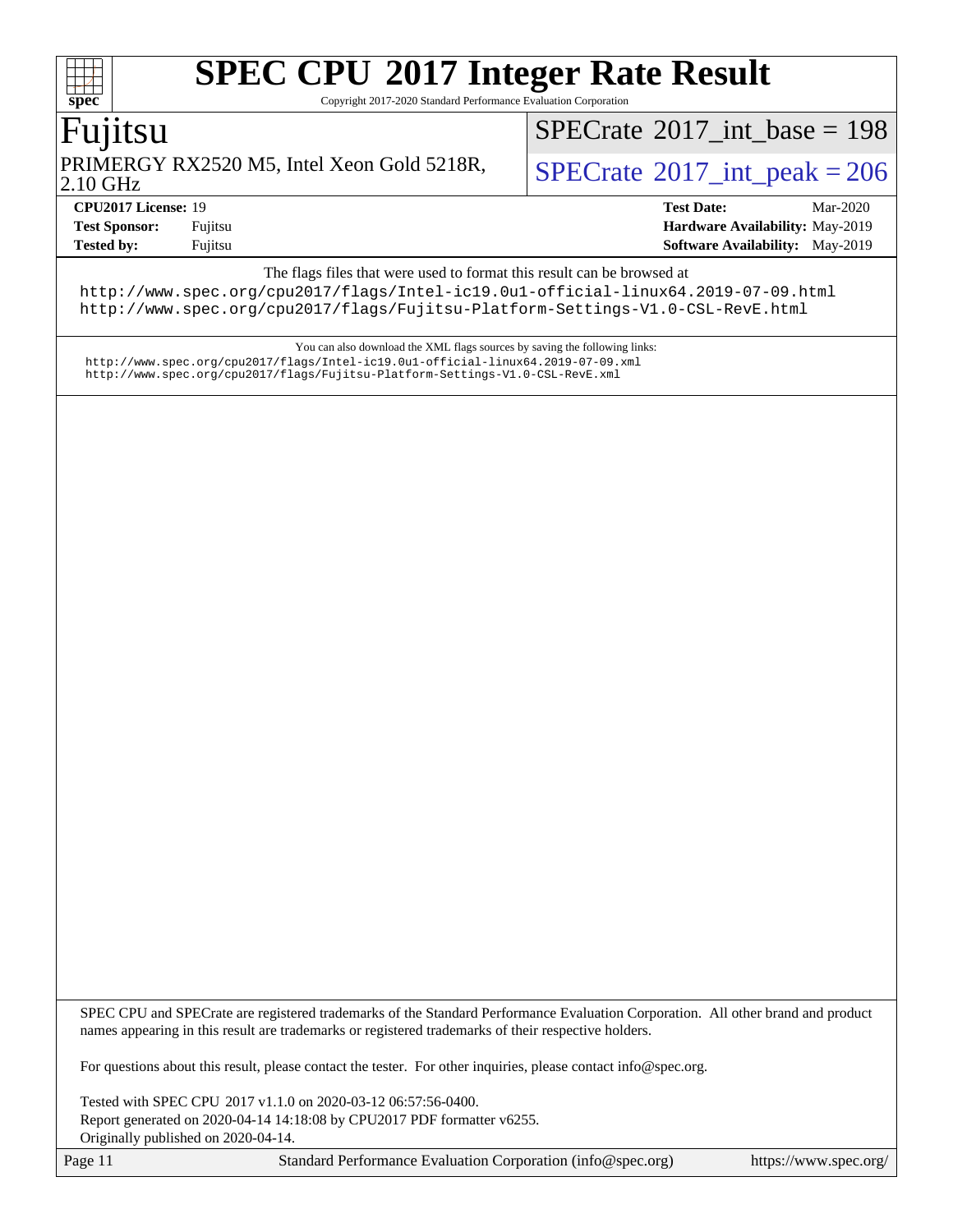# SPEC CPU 2017 Integer Rate Result

Copyright 2017-2020 Standard Performance Evaluation Corporation

## Fujitsu

PRIMERGY RX2520 M5, Intel Xeon Gold 5218R, 2.10 GHz

SPECrate 2017_int_base = 198

SPECrate 2017_int_peak = 206

**CPU2017 License:** 19
**Test Sponsor:** Fujitsu
**Tested by:** Fujitsu

**Test Date:** Mar-2020
**Hardware Availability:** May-2019
**Software Availability:** May-2019

The flags files that were used to format this result can be browsed at

http://www.spec.org/cpu2017/flags/Intel-ic19.0u1-official-linux64.2019-07-09.html
http://www.spec.org/cpu2017/flags/Fujitsu-Platform-Settings-V1.0-CSL-RevE.html

You can also download the XML flags sources by saving the following links:

http://www.spec.org/cpu2017/flags/Intel-ic19.0u1-official-linux64.2019-07-09.xml
http://www.spec.org/cpu2017/flags/Fujitsu-Platform-Settings-V1.0-CSL-RevE.xml

SPEC CPU and SPECrate are registered trademarks of the Standard Performance Evaluation Corporation. All other brand and product names appearing in this result are trademarks or registered trademarks of their respective holders.

For questions about this result, please contact the tester. For other inquiries, please contact info@spec.org.

Tested with SPEC CPU 2017 v1.1.0 on 2020-03-12 06:57:56-0400.
Report generated on 2020-04-14 14:18:08 by CPU2017 PDF formatter v6255.
Originally published on 2020-04-14.